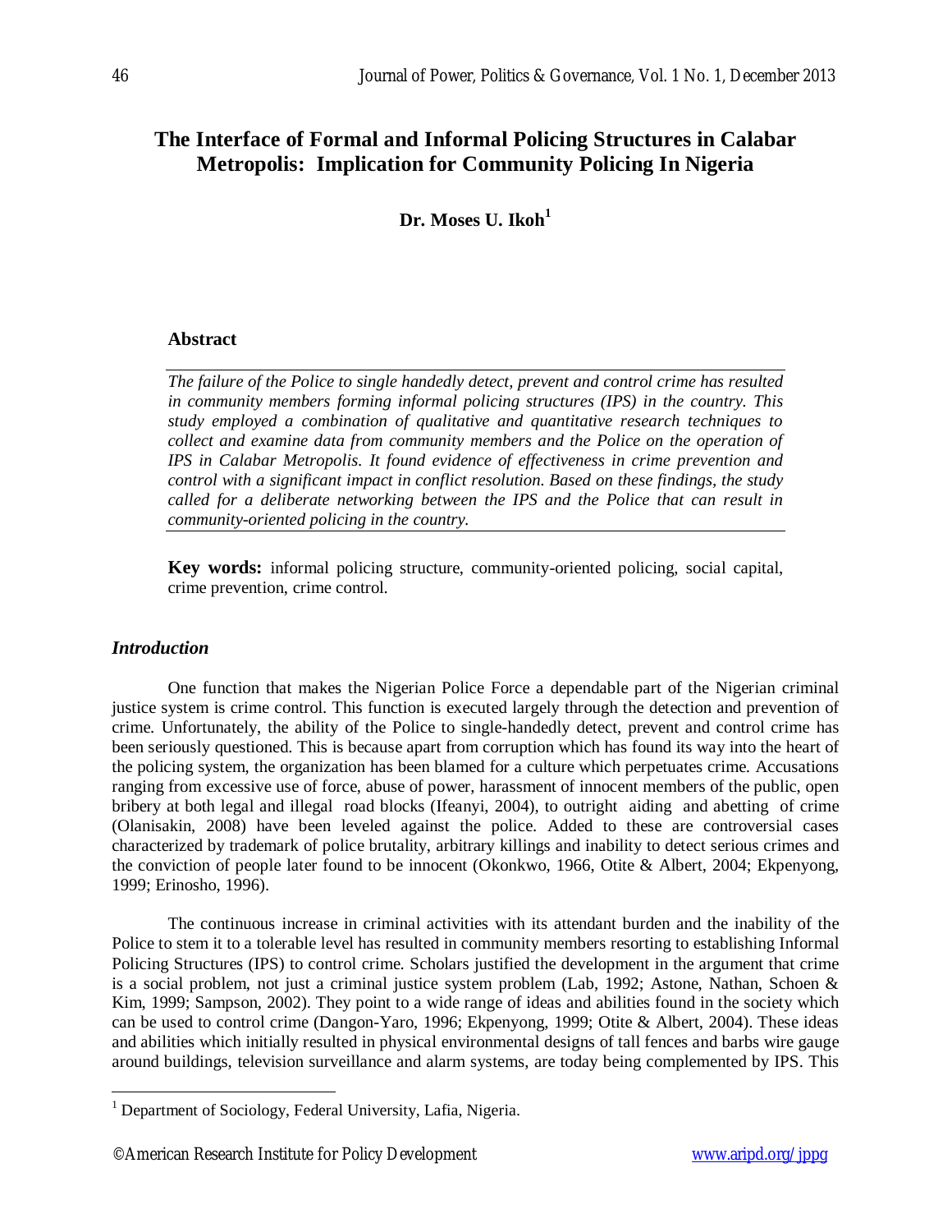# The Interface of Formal and Informal Policing Structures in Calabar Metropolis: Implication for Community Policing In Nigeria

**Dr. Moses U. Ikoh[1]**

### Abstract

*The failure of the Police to single handedly detect, prevent and control crime has resulted in community members forming informal policing structures (IPS) in the country. This study employed a combination of qualitative and quantitative research techniques to collect and examine data from community members and the Police on the operation of IPS in Calabar Metropolis. It found evidence of effectiveness in crime prevention and control with a significant impact in conflict resolution. Based on these findings, the study called for a deliberate networking between the IPS and the Police that can result in community-oriented policing in the country.*

**Key words:** informal policing structure, community-oriented policing, social capital, crime prevention, crime control.

## *Introduction*

One function that makes the Nigerian Police Force a dependable part of the Nigerian criminal justice system is crime control. This function is executed largely through the detection and prevention of crime. Unfortunately, the ability of the Police to single-handedly detect, prevent and control crime has been seriously questioned. This is because apart from corruption which has found its way into the heart of the policing system, the organization has been blamed for a culture which perpetuates crime. Accusations ranging from excessive use of force, abuse of power, harassment of innocent members of the public, open bribery at both legal and illegal road blocks (Ifeanyi, 2004), to outright aiding and abetting of crime (Olanisakin, 2008) have been leveled against the police. Added to these are controversial cases characterized by trademark of police brutality, arbitrary killings and inability to detect serious crimes and the conviction of people later found to be innocent (Okonkwo, 1966, Otite & Albert, 2004; Ekpenyong, 1999; Erinosho, 1996).

The continuous increase in criminal activities with its attendant burden and the inability of the Police to stem it to a tolerable level has resulted in community members resorting to establishing Informal Policing Structures (IPS) to control crime. Scholars justified the development in the argument that crime is a social problem, not just a criminal justice system problem (Lab, 1992; Astone, Nathan, Schoen & Kim, 1999; Sampson, 2002). They point to a wide range of ideas and abilities found in the society which can be used to control crime (Dangon-Yaro, 1996; Ekpenyong, 1999; Otite & Albert, 2004). These ideas and abilities which initially resulted in physical environmental designs of tall fences and barbs wire gauge around buildings, television surveillance and alarm systems, are today being complemented by IPS. This

[1] Department of Sociology, Federal University, Lafia, Nigeria.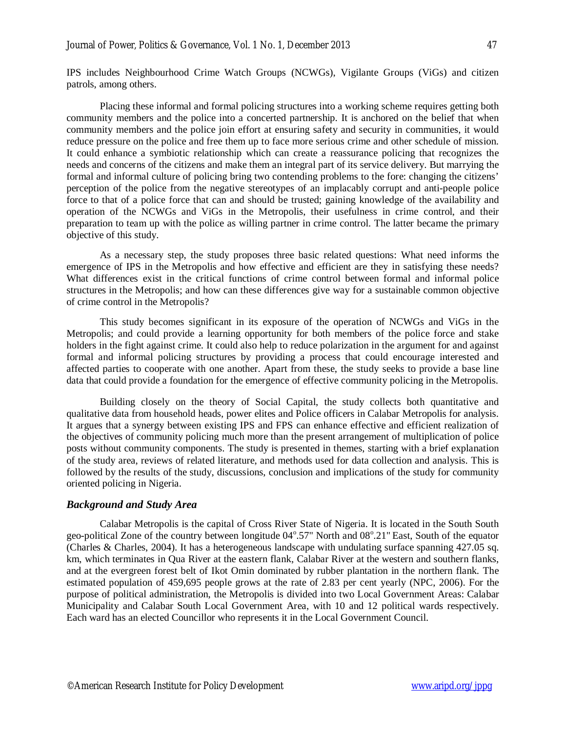IPS includes Neighbourhood Crime Watch Groups (NCWGs), Vigilante Groups (ViGs) and citizen patrols, among others.

Placing these informal and formal policing structures into a working scheme requires getting both community members and the police into a concerted partnership. It is anchored on the belief that when community members and the police join effort at ensuring safety and security in communities, it would reduce pressure on the police and free them up to face more serious crime and other schedule of mission. It could enhance a symbiotic relationship which can create a reassurance policing that recognizes the needs and concerns of the citizens and make them an integral part of its service delivery. But marrying the formal and informal culture of policing bring two contending problems to the fore: changing the citizens' perception of the police from the negative stereotypes of an implacably corrupt and anti-people police force to that of a police force that can and should be trusted; gaining knowledge of the availability and operation of the NCWGs and ViGs in the Metropolis, their usefulness in crime control, and their preparation to team up with the police as willing partner in crime control. The latter became the primary objective of this study.

As a necessary step, the study proposes three basic related questions: What need informs the emergence of IPS in the Metropolis and how effective and efficient are they in satisfying these needs? What differences exist in the critical functions of crime control between formal and informal police structures in the Metropolis; and how can these differences give way for a sustainable common objective of crime control in the Metropolis?

This study becomes significant in its exposure of the operation of NCWGs and ViGs in the Metropolis; and could provide a learning opportunity for both members of the police force and stake holders in the fight against crime. It could also help to reduce polarization in the argument for and against formal and informal policing structures by providing a process that could encourage interested and affected parties to cooperate with one another. Apart from these, the study seeks to provide a base line data that could provide a foundation for the emergence of effective community policing in the Metropolis.

Building closely on the theory of Social Capital, the study collects both quantitative and qualitative data from household heads, power elites and Police officers in Calabar Metropolis for analysis. It argues that a synergy between existing IPS and FPS can enhance effective and efficient realization of the objectives of community policing much more than the present arrangement of multiplication of police posts without community components. The study is presented in themes, starting with a brief explanation of the study area, reviews of related literature, and methods used for data collection and analysis. This is followed by the results of the study, discussions, conclusion and implications of the study for community oriented policing in Nigeria.

### *Background and Study Area*

Calabar Metropolis is the capital of Cross River State of Nigeria. It is located in the South South geo-political Zone of the country between longitude 04°.57" North and 08°.21" East, South of the equator (Charles & Charles, 2004). It has a heterogeneous landscape with undulating surface spanning 427.05 sq. km, which terminates in Qua River at the eastern flank, Calabar River at the western and southern flanks, and at the evergreen forest belt of Ikot Omin dominated by rubber plantation in the northern flank. The estimated population of 459,695 people grows at the rate of 2.83 per cent yearly (NPC, 2006). For the purpose of political administration, the Metropolis is divided into two Local Government Areas: Calabar Municipality and Calabar South Local Government Area, with 10 and 12 political wards respectively. Each ward has an elected Councillor who represents it in the Local Government Council.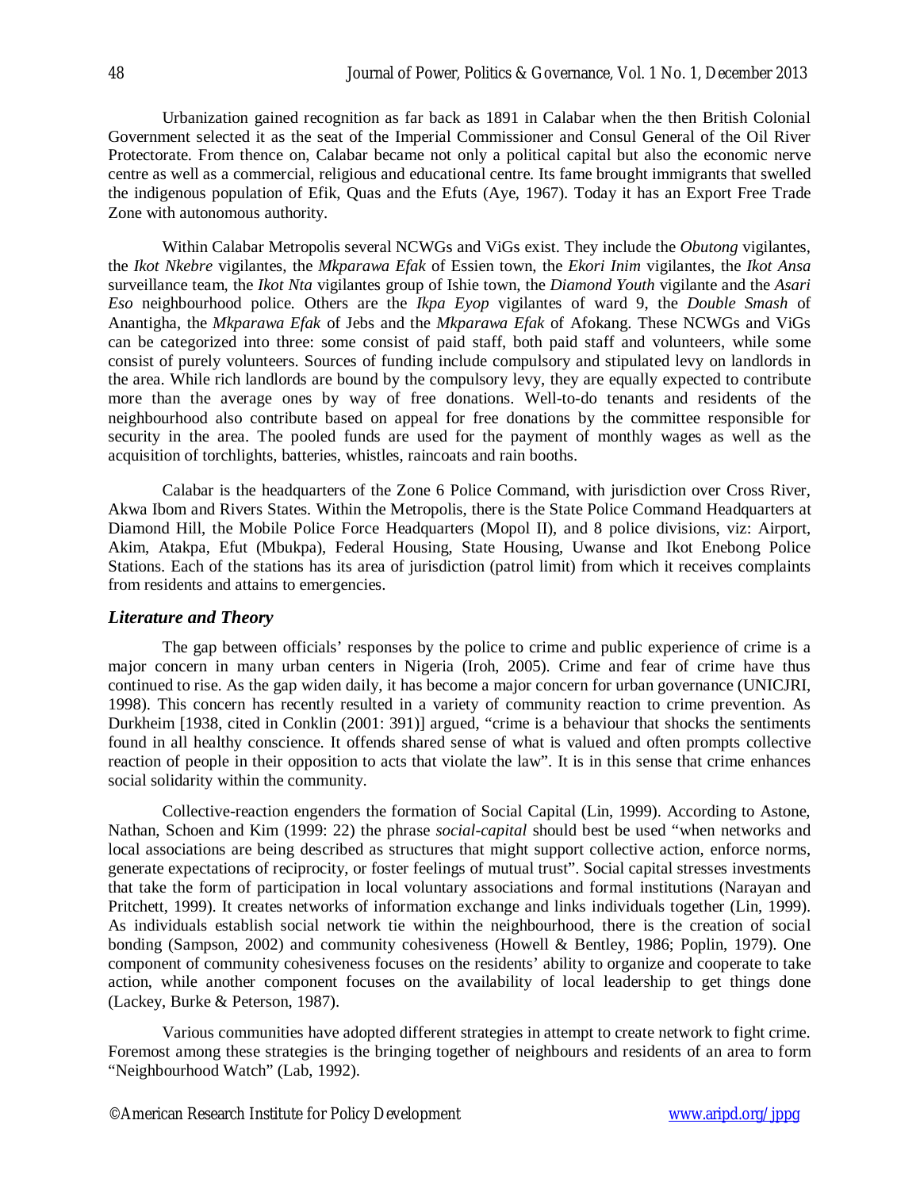Urbanization gained recognition as far back as 1891 in Calabar when the then British Colonial Government selected it as the seat of the Imperial Commissioner and Consul General of the Oil River Protectorate. From thence on, Calabar became not only a political capital but also the economic nerve centre as well as a commercial, religious and educational centre. Its fame brought immigrants that swelled the indigenous population of Efik, Quas and the Efuts (Aye, 1967). Today it has an Export Free Trade Zone with autonomous authority.

Within Calabar Metropolis several NCWGs and ViGs exist. They include the *Obutong* vigilantes, the *Ikot Nkebre* vigilantes, the *Mkparawa Efak* of Essien town, the *Ekori Inim* vigilantes, the *Ikot Ansa* surveillance team, the *Ikot Nta* vigilantes group of Ishie town, the *Diamond Youth* vigilante and the *Asari Eso* neighbourhood police. Others are the *Ikpa Eyop* vigilantes of ward 9, the *Double Smash* of Anantigha, the *Mkparawa Efak* of Jebs and the *Mkparawa Efak* of Afokang. These NCWGs and ViGs can be categorized into three: some consist of paid staff, both paid staff and volunteers, while some consist of purely volunteers. Sources of funding include compulsory and stipulated levy on landlords in the area. While rich landlords are bound by the compulsory levy, they are equally expected to contribute more than the average ones by way of free donations. Well-to-do tenants and residents of the neighbourhood also contribute based on appeal for free donations by the committee responsible for security in the area. The pooled funds are used for the payment of monthly wages as well as the acquisition of torchlights, batteries, whistles, raincoats and rain booths.

Calabar is the headquarters of the Zone 6 Police Command, with jurisdiction over Cross River, Akwa Ibom and Rivers States. Within the Metropolis, there is the State Police Command Headquarters at Diamond Hill, the Mobile Police Force Headquarters (Mopol II), and 8 police divisions, viz: Airport, Akim, Atakpa, Efut (Mbukpa), Federal Housing, State Housing, Uwanse and Ikot Enebong Police Stations. Each of the stations has its area of jurisdiction (patrol limit) from which it receives complaints from residents and attains to emergencies.

## *Literature and Theory*

The gap between officials' responses by the police to crime and public experience of crime is a major concern in many urban centers in Nigeria (Iroh, 2005). Crime and fear of crime have thus continued to rise. As the gap widen daily, it has become a major concern for urban governance (UNICJRI, 1998). This concern has recently resulted in a variety of community reaction to crime prevention. As Durkheim [1938, cited in Conklin (2001: 391)] argued, "crime is a behaviour that shocks the sentiments found in all healthy conscience. It offends shared sense of what is valued and often prompts collective reaction of people in their opposition to acts that violate the law". It is in this sense that crime enhances social solidarity within the community.

Collective-reaction engenders the formation of Social Capital (Lin, 1999). According to Astone, Nathan, Schoen and Kim (1999: 22) the phrase *social-capital* should best be used "when networks and local associations are being described as structures that might support collective action, enforce norms, generate expectations of reciprocity, or foster feelings of mutual trust". Social capital stresses investments that take the form of participation in local voluntary associations and formal institutions (Narayan and Pritchett, 1999). It creates networks of information exchange and links individuals together (Lin, 1999). As individuals establish social network tie within the neighbourhood, there is the creation of social bonding (Sampson, 2002) and community cohesiveness (Howell & Bentley, 1986; Poplin, 1979). One component of community cohesiveness focuses on the residents' ability to organize and cooperate to take action, while another component focuses on the availability of local leadership to get things done (Lackey, Burke & Peterson, 1987).

Various communities have adopted different strategies in attempt to create network to fight crime. Foremost among these strategies is the bringing together of neighbours and residents of an area to form "Neighbourhood Watch" (Lab, 1992).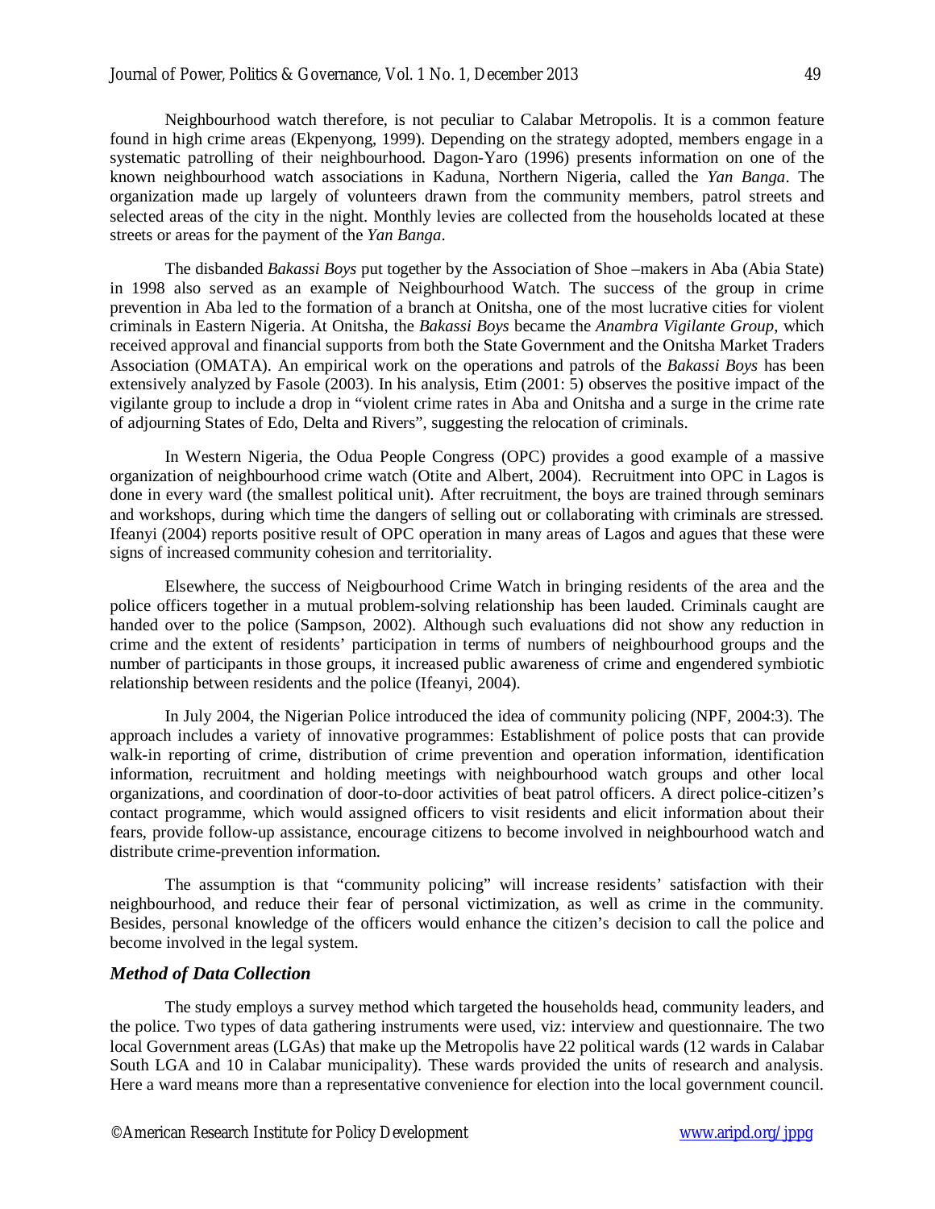Neighbourhood watch therefore, is not peculiar to Calabar Metropolis. It is a common feature found in high crime areas (Ekpenyong, 1999). Depending on the strategy adopted, members engage in a systematic patrolling of their neighbourhood. Dagon-Yaro (1996) presents information on one of the known neighbourhood watch associations in Kaduna, Northern Nigeria, called the *Yan Banga*. The organization made up largely of volunteers drawn from the community members, patrol streets and selected areas of the city in the night. Monthly levies are collected from the households located at these streets or areas for the payment of the *Yan Banga*.

The disbanded *Bakassi Boys* put together by the Association of Shoe –makers in Aba (Abia State) in 1998 also served as an example of Neighbourhood Watch. The success of the group in crime prevention in Aba led to the formation of a branch at Onitsha, one of the most lucrative cities for violent criminals in Eastern Nigeria. At Onitsha, the *Bakassi Boys* became the *Anambra Vigilante Group*, which received approval and financial supports from both the State Government and the Onitsha Market Traders Association (OMATA). An empirical work on the operations and patrols of the *Bakassi Boys* has been extensively analyzed by Fasole (2003). In his analysis, Etim (2001: 5) observes the positive impact of the vigilante group to include a drop in "violent crime rates in Aba and Onitsha and a surge in the crime rate of adjourning States of Edo, Delta and Rivers", suggesting the relocation of criminals.

In Western Nigeria, the Odua People Congress (OPC) provides a good example of a massive organization of neighbourhood crime watch (Otite and Albert, 2004). Recruitment into OPC in Lagos is done in every ward (the smallest political unit). After recruitment, the boys are trained through seminars and workshops, during which time the dangers of selling out or collaborating with criminals are stressed. Ifeanyi (2004) reports positive result of OPC operation in many areas of Lagos and agues that these were signs of increased community cohesion and territoriality.

Elsewhere, the success of Neigbourhood Crime Watch in bringing residents of the area and the police officers together in a mutual problem-solving relationship has been lauded. Criminals caught are handed over to the police (Sampson, 2002). Although such evaluations did not show any reduction in crime and the extent of residents' participation in terms of numbers of neighbourhood groups and the number of participants in those groups, it increased public awareness of crime and engendered symbiotic relationship between residents and the police (Ifeanyi, 2004).

In July 2004, the Nigerian Police introduced the idea of community policing (NPF, 2004:3). The approach includes a variety of innovative programmes: Establishment of police posts that can provide walk-in reporting of crime, distribution of crime prevention and operation information, identification information, recruitment and holding meetings with neighbourhood watch groups and other local organizations, and coordination of door-to-door activities of beat patrol officers. A direct police-citizen's contact programme, which would assigned officers to visit residents and elicit information about their fears, provide follow-up assistance, encourage citizens to become involved in neighbourhood watch and distribute crime-prevention information.

The assumption is that "community policing" will increase residents' satisfaction with their neighbourhood, and reduce their fear of personal victimization, as well as crime in the community. Besides, personal knowledge of the officers would enhance the citizen's decision to call the police and become involved in the legal system.

### *Method of Data Collection*

The study employs a survey method which targeted the households head, community leaders, and the police. Two types of data gathering instruments were used, viz: interview and questionnaire. The two local Government areas (LGAs) that make up the Metropolis have 22 political wards (12 wards in Calabar South LGA and 10 in Calabar municipality). These wards provided the units of research and analysis. Here a ward means more than a representative convenience for election into the local government council.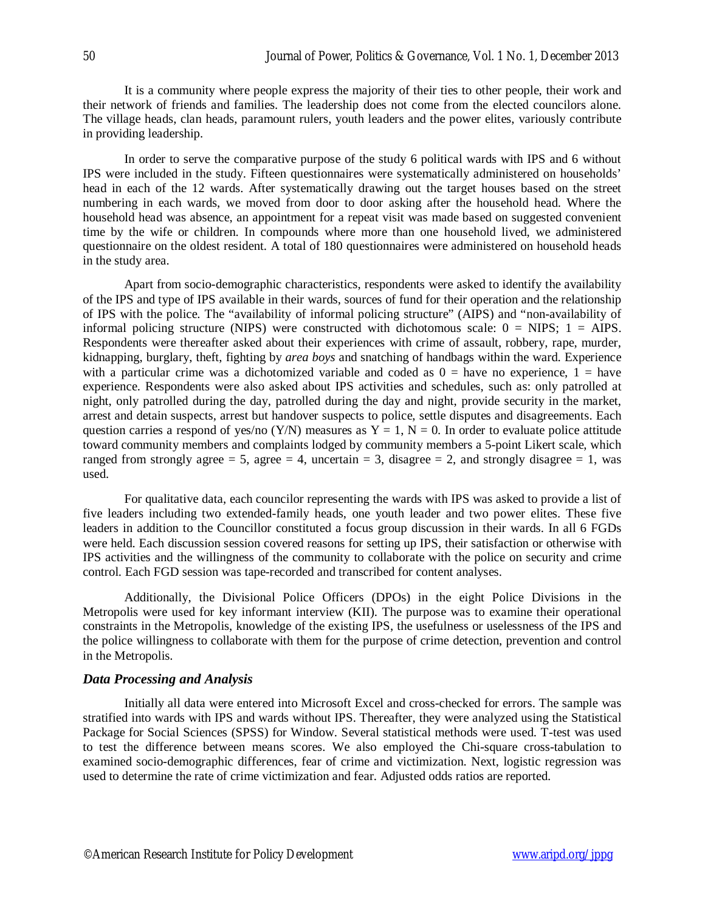It is a community where people express the majority of their ties to other people, their work and their network of friends and families. The leadership does not come from the elected councilors alone. The village heads, clan heads, paramount rulers, youth leaders and the power elites, variously contribute in providing leadership.

In order to serve the comparative purpose of the study 6 political wards with IPS and 6 without IPS were included in the study. Fifteen questionnaires were systematically administered on households' head in each of the 12 wards. After systematically drawing out the target houses based on the street numbering in each wards, we moved from door to door asking after the household head. Where the household head was absence, an appointment for a repeat visit was made based on suggested convenient time by the wife or children. In compounds where more than one household lived, we administered questionnaire on the oldest resident. A total of 180 questionnaires were administered on household heads in the study area.

Apart from socio-demographic characteristics, respondents were asked to identify the availability of the IPS and type of IPS available in their wards, sources of fund for their operation and the relationship of IPS with the police. The "availability of informal policing structure" (AIPS) and "non-availability of informal policing structure (NIPS) were constructed with dichotomous scale: 0 = NIPS; 1 = AIPS. Respondents were thereafter asked about their experiences with crime of assault, robbery, rape, murder, kidnapping, burglary, theft, fighting by *area boys* and snatching of handbags within the ward. Experience with a particular crime was a dichotomized variable and coded as 0 = have no experience, 1 = have experience. Respondents were also asked about IPS activities and schedules, such as: only patrolled at night, only patrolled during the day, patrolled during the day and night, provide security in the market, arrest and detain suspects, arrest but handover suspects to police, settle disputes and disagreements. Each question carries a respond of yes/no (Y/N) measures as Y = 1, N = 0. In order to evaluate police attitude toward community members and complaints lodged by community members a 5-point Likert scale, which ranged from strongly agree = 5, agree = 4, uncertain = 3, disagree = 2, and strongly disagree = 1, was used.

For qualitative data, each councilor representing the wards with IPS was asked to provide a list of five leaders including two extended-family heads, one youth leader and two power elites. These five leaders in addition to the Councillor constituted a focus group discussion in their wards. In all 6 FGDs were held. Each discussion session covered reasons for setting up IPS, their satisfaction or otherwise with IPS activities and the willingness of the community to collaborate with the police on security and crime control. Each FGD session was tape-recorded and transcribed for content analyses.

Additionally, the Divisional Police Officers (DPOs) in the eight Police Divisions in the Metropolis were used for key informant interview (KII). The purpose was to examine their operational constraints in the Metropolis, knowledge of the existing IPS, the usefulness or uselessness of the IPS and the police willingness to collaborate with them for the purpose of crime detection, prevention and control in the Metropolis.

### *Data Processing and Analysis*

Initially all data were entered into Microsoft Excel and cross-checked for errors. The sample was stratified into wards with IPS and wards without IPS. Thereafter, they were analyzed using the Statistical Package for Social Sciences (SPSS) for Window. Several statistical methods were used. T-test was used to test the difference between means scores. We also employed the Chi-square cross-tabulation to examined socio-demographic differences, fear of crime and victimization. Next, logistic regression was used to determine the rate of crime victimization and fear. Adjusted odds ratios are reported.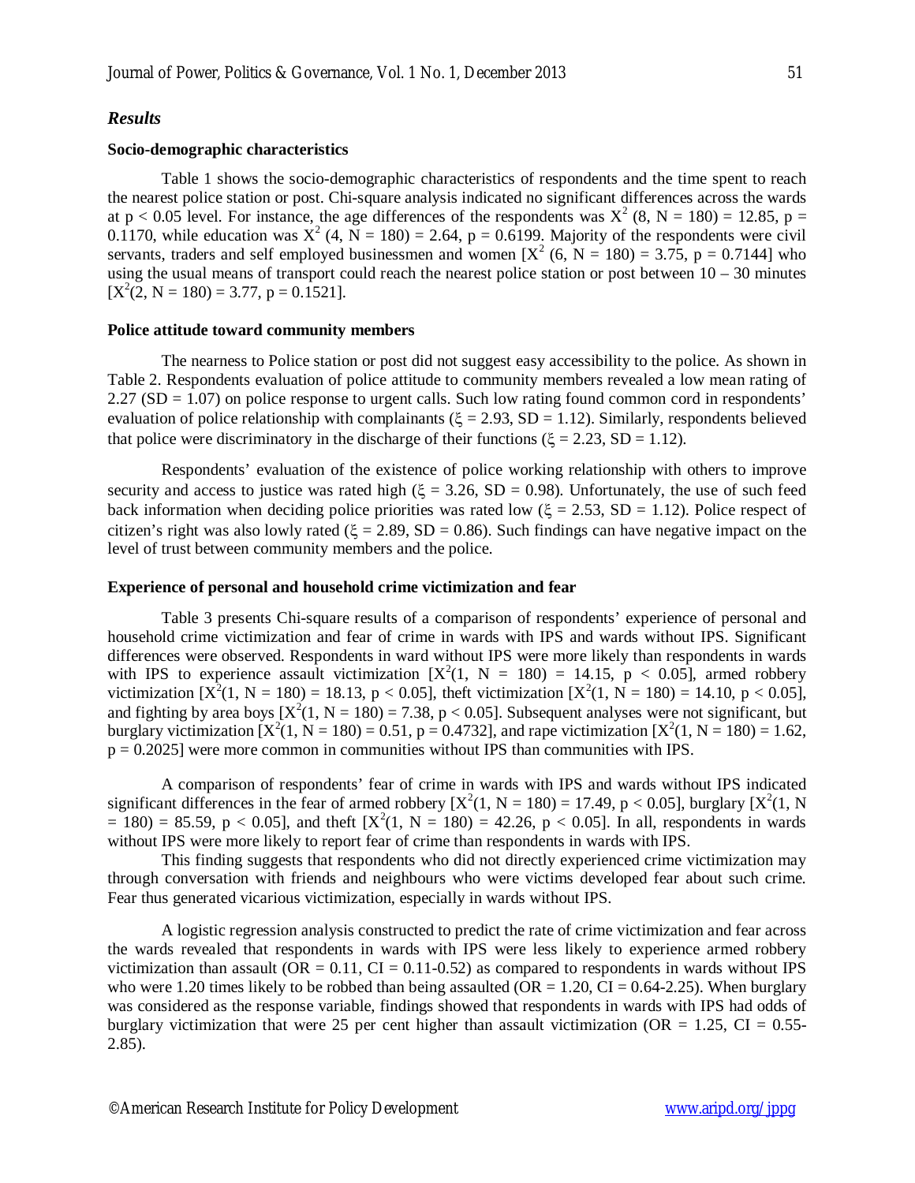### *Results*

#### Socio-demographic characteristics

Table 1 shows the socio-demographic characteristics of respondents and the time spent to reach the nearest police station or post. Chi-square analysis indicated no significant differences across the wards at $p < 0.05$ level. For instance, the age differences of the respondents was $X^2$ (8, N = 180) = 12.85, p = 0.1170, while education was $X^2$ (4, N = 180) = 2.64, p = 0.6199. Majority of the respondents were civil servants, traders and self employed businessmen and women [$X^2$ (6, N = 180) = 3.75, p = 0.7144] who using the usual means of transport could reach the nearest police station or post between 10 – 30 minutes [$X^2$(2, N = 180) = 3.77, p = 0.1521].

#### Police attitude toward community members

The nearness to Police station or post did not suggest easy accessibility to the police. As shown in Table 2. Respondents evaluation of police attitude to community members revealed a low mean rating of 2.27 (SD = 1.07) on police response to urgent calls. Such low rating found common cord in respondents' evaluation of police relationship with complainants ($\xi$ = 2.93, SD = 1.12). Similarly, respondents believed that police were discriminatory in the discharge of their functions ($\xi$ = 2.23, SD = 1.12).

Respondents' evaluation of the existence of police working relationship with others to improve security and access to justice was rated high ($\xi$ = 3.26, SD = 0.98). Unfortunately, the use of such feed back information when deciding police priorities was rated low ($\xi$ = 2.53, SD = 1.12). Police respect of citizen's right was also lowly rated ($\xi$ = 2.89, SD = 0.86). Such findings can have negative impact on the level of trust between community members and the police.

#### Experience of personal and household crime victimization and fear

Table 3 presents Chi-square results of a comparison of respondents' experience of personal and household crime victimization and fear of crime in wards with IPS and wards without IPS. Significant differences were observed. Respondents in ward without IPS were more likely than respondents in wards with IPS to experience assault victimization [$X^2$(1, N = 180) = 14.15, $p < 0.05$], armed robbery victimization [$X^2$(1, N = 180) = 18.13, $p < 0.05$], theft victimization [$X^2$(1, N = 180) = 14.10, $p < 0.05$], and fighting by area boys [$X^2$(1, N = 180) = 7.38, $p < 0.05$]. Subsequent analyses were not significant, but burglary victimization [$X^2$(1, N = 180) = 0.51, p = 0.4732], and rape victimization [$X^2$(1, N = 180) = 1.62, p = 0.2025] were more common in communities without IPS than communities with IPS.

A comparison of respondents' fear of crime in wards with IPS and wards without IPS indicated significant differences in the fear of armed robbery [$X^2$(1, N = 180) = 17.49, $p < 0.05$], burglary [$X^2$(1, N = 180) = 85.59, $p < 0.05$], and theft [$X^2$(1, N = 180) = 42.26, $p < 0.05$]. In all, respondents in wards without IPS were more likely to report fear of crime than respondents in wards with IPS.

This finding suggests that respondents who did not directly experienced crime victimization may through conversation with friends and neighbours who were victims developed fear about such crime. Fear thus generated vicarious victimization, especially in wards without IPS.

A logistic regression analysis constructed to predict the rate of crime victimization and fear across the wards revealed that respondents in wards with IPS were less likely to experience armed robbery victimization than assault (OR = 0.11, CI = 0.11-0.52) as compared to respondents in wards without IPS who were 1.20 times likely to be robbed than being assaulted (OR = 1.20, CI = 0.64-2.25). When burglary was considered as the response variable, findings showed that respondents in wards with IPS had odds of burglary victimization that were 25 per cent higher than assault victimization (OR = 1.25, CI = 0.55-2.85).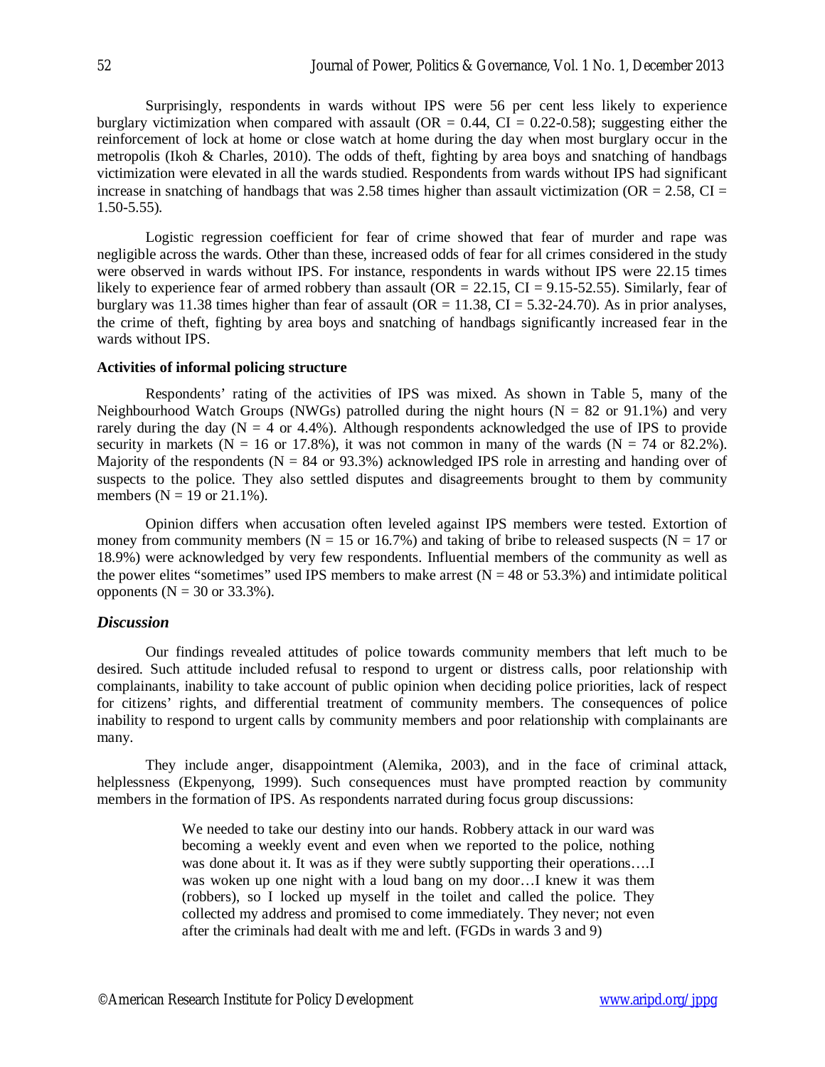Surprisingly, respondents in wards without IPS were 56 per cent less likely to experience burglary victimization when compared with assault (OR = 0.44, CI = 0.22-0.58); suggesting either the reinforcement of lock at home or close watch at home during the day when most burglary occur in the metropolis (Ikoh & Charles, 2010). The odds of theft, fighting by area boys and snatching of handbags victimization were elevated in all the wards studied. Respondents from wards without IPS had significant increase in snatching of handbags that was 2.58 times higher than assault victimization (OR = 2.58, CI = 1.50-5.55).

Logistic regression coefficient for fear of crime showed that fear of murder and rape was negligible across the wards. Other than these, increased odds of fear for all crimes considered in the study were observed in wards without IPS. For instance, respondents in wards without IPS were 22.15 times likely to experience fear of armed robbery than assault (OR = 22.15, CI = 9.15-52.55). Similarly, fear of burglary was 11.38 times higher than fear of assault (OR = 11.38, CI = 5.32-24.70). As in prior analyses, the crime of theft, fighting by area boys and snatching of handbags significantly increased fear in the wards without IPS.

**Activities of informal policing structure**

Respondents' rating of the activities of IPS was mixed. As shown in Table 5, many of the Neighbourhood Watch Groups (NWGs) patrolled during the night hours (N = 82 or 91.1%) and very rarely during the day (N = 4 or 4.4%). Although respondents acknowledged the use of IPS to provide security in markets (N = 16 or 17.8%), it was not common in many of the wards (N = 74 or 82.2%). Majority of the respondents (N = 84 or 93.3%) acknowledged IPS role in arresting and handing over of suspects to the police. They also settled disputes and disagreements brought to them by community members (N = 19 or 21.1%).

Opinion differs when accusation often leveled against IPS members were tested. Extortion of money from community members (N = 15 or 16.7%) and taking of bribe to released suspects (N = 17 or 18.9%) were acknowledged by very few respondents. Influential members of the community as well as the power elites "sometimes" used IPS members to make arrest (N = 48 or 53.3%) and intimidate political opponents (N = 30 or 33.3%).

## *Discussion*

Our findings revealed attitudes of police towards community members that left much to be desired. Such attitude included refusal to respond to urgent or distress calls, poor relationship with complainants, inability to take account of public opinion when deciding police priorities, lack of respect for citizens' rights, and differential treatment of community members. The consequences of police inability to respond to urgent calls by community members and poor relationship with complainants are many.

They include anger, disappointment (Alemika, 2003), and in the face of criminal attack, helplessness (Ekpenyong, 1999). Such consequences must have prompted reaction by community members in the formation of IPS. As respondents narrated during focus group discussions:

> We needed to take our destiny into our hands. Robbery attack in our ward was becoming a weekly event and even when we reported to the police, nothing was done about it. It was as if they were subtly supporting their operations….I was woken up one night with a loud bang on my door…I knew it was them (robbers), so I locked up myself in the toilet and called the police. They collected my address and promised to come immediately. They never; not even after the criminals had dealt with me and left. (FGDs in wards 3 and 9)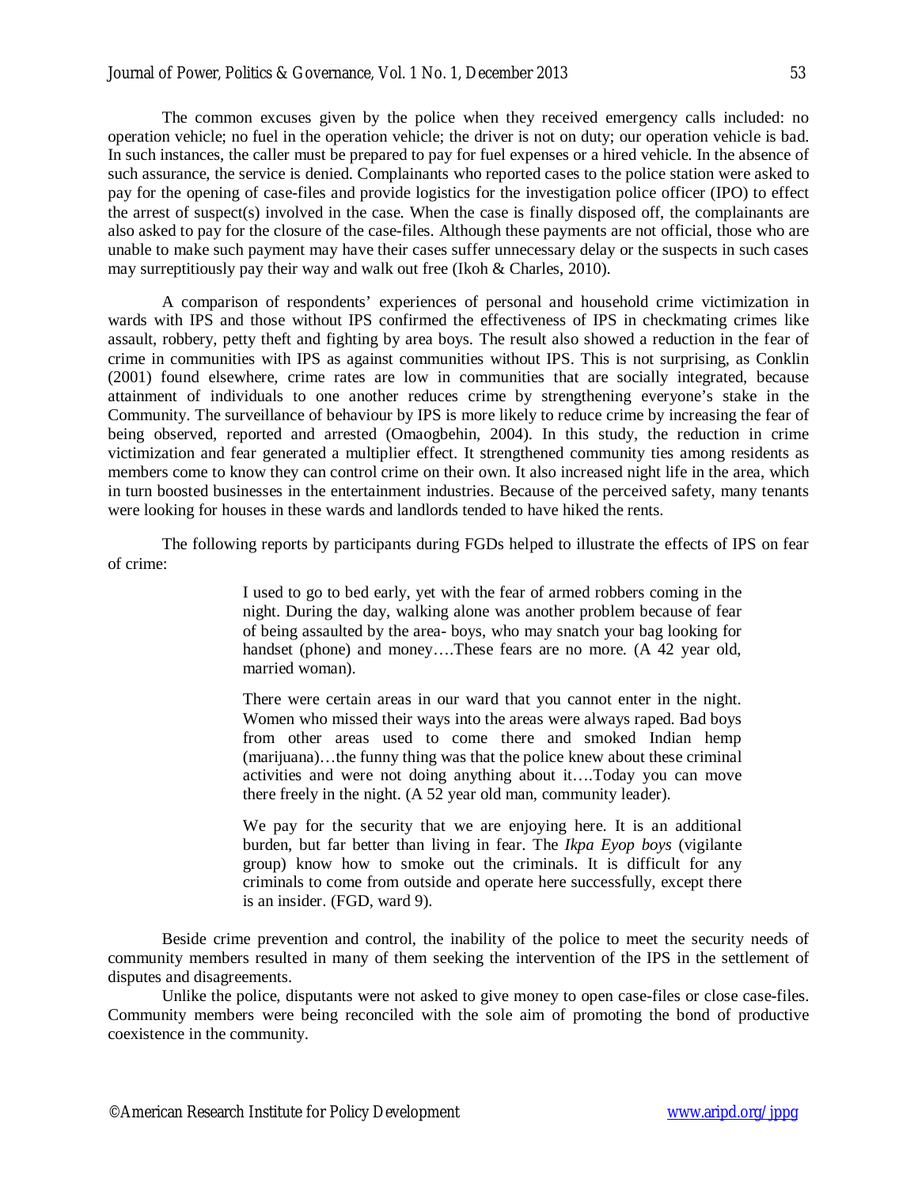The common excuses given by the police when they received emergency calls included: no operation vehicle; no fuel in the operation vehicle; the driver is not on duty; our operation vehicle is bad. In such instances, the caller must be prepared to pay for fuel expenses or a hired vehicle. In the absence of such assurance, the service is denied. Complainants who reported cases to the police station were asked to pay for the opening of case-files and provide logistics for the investigation police officer (IPO) to effect the arrest of suspect(s) involved in the case. When the case is finally disposed off, the complainants are also asked to pay for the closure of the case-files. Although these payments are not official, those who are unable to make such payment may have their cases suffer unnecessary delay or the suspects in such cases may surreptitiously pay their way and walk out free (Ikoh & Charles, 2010).

A comparison of respondents' experiences of personal and household crime victimization in wards with IPS and those without IPS confirmed the effectiveness of IPS in checkmating crimes like assault, robbery, petty theft and fighting by area boys. The result also showed a reduction in the fear of crime in communities with IPS as against communities without IPS. This is not surprising, as Conklin (2001) found elsewhere, crime rates are low in communities that are socially integrated, because attainment of individuals to one another reduces crime by strengthening everyone's stake in the Community. The surveillance of behaviour by IPS is more likely to reduce crime by increasing the fear of being observed, reported and arrested (Omaogbehin, 2004). In this study, the reduction in crime victimization and fear generated a multiplier effect. It strengthened community ties among residents as members come to know they can control crime on their own. It also increased night life in the area, which in turn boosted businesses in the entertainment industries. Because of the perceived safety, many tenants were looking for houses in these wards and landlords tended to have hiked the rents.

The following reports by participants during FGDs helped to illustrate the effects of IPS on fear of crime:

> I used to go to bed early, yet with the fear of armed robbers coming in the night. During the day, walking alone was another problem because of fear of being assaulted by the area- boys, who may snatch your bag looking for handset (phone) and money….These fears are no more. (A 42 year old, married woman).

> There were certain areas in our ward that you cannot enter in the night. Women who missed their ways into the areas were always raped. Bad boys from other areas used to come there and smoked Indian hemp (marijuana)…the funny thing was that the police knew about these criminal activities and were not doing anything about it….Today you can move there freely in the night. (A 52 year old man, community leader).

> We pay for the security that we are enjoying here. It is an additional burden, but far better than living in fear. The *Ikpa Eyop boys* (vigilante group) know how to smoke out the criminals. It is difficult for any criminals to come from outside and operate here successfully, except there is an insider. (FGD, ward 9).

Beside crime prevention and control, the inability of the police to meet the security needs of community members resulted in many of them seeking the intervention of the IPS in the settlement of disputes and disagreements.

Unlike the police, disputants were not asked to give money to open case-files or close case-files. Community members were being reconciled with the sole aim of promoting the bond of productive coexistence in the community.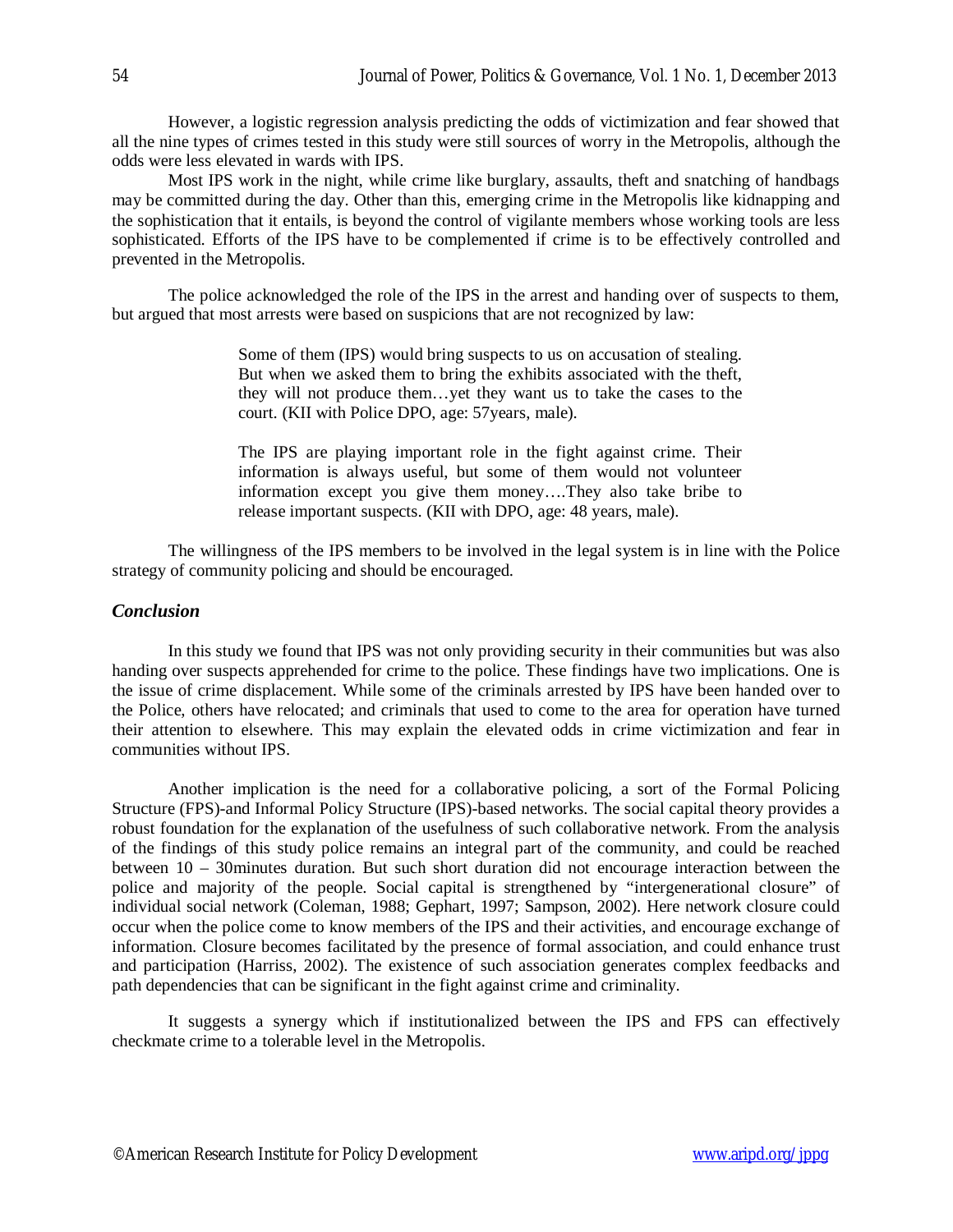However, a logistic regression analysis predicting the odds of victimization and fear showed that all the nine types of crimes tested in this study were still sources of worry in the Metropolis, although the odds were less elevated in wards with IPS.

Most IPS work in the night, while crime like burglary, assaults, theft and snatching of handbags may be committed during the day. Other than this, emerging crime in the Metropolis like kidnapping and the sophistication that it entails, is beyond the control of vigilante members whose working tools are less sophisticated. Efforts of the IPS have to be complemented if crime is to be effectively controlled and prevented in the Metropolis.

The police acknowledged the role of the IPS in the arrest and handing over of suspects to them, but argued that most arrests were based on suspicions that are not recognized by law:

> Some of them (IPS) would bring suspects to us on accusation of stealing. But when we asked them to bring the exhibits associated with the theft, they will not produce them…yet they want us to take the cases to the court. (KII with Police DPO, age: 57years, male).

> The IPS are playing important role in the fight against crime. Their information is always useful, but some of them would not volunteer information except you give them money….They also take bribe to release important suspects. (KII with DPO, age: 48 years, male).

The willingness of the IPS members to be involved in the legal system is in line with the Police strategy of community policing and should be encouraged.

## *Conclusion*

In this study we found that IPS was not only providing security in their communities but was also handing over suspects apprehended for crime to the police. These findings have two implications. One is the issue of crime displacement. While some of the criminals arrested by IPS have been handed over to the Police, others have relocated; and criminals that used to come to the area for operation have turned their attention to elsewhere. This may explain the elevated odds in crime victimization and fear in communities without IPS.

Another implication is the need for a collaborative policing, a sort of the Formal Policing Structure (FPS)-and Informal Policy Structure (IPS)-based networks. The social capital theory provides a robust foundation for the explanation of the usefulness of such collaborative network. From the analysis of the findings of this study police remains an integral part of the community, and could be reached between 10 – 30minutes duration. But such short duration did not encourage interaction between the police and majority of the people. Social capital is strengthened by "intergenerational closure" of individual social network (Coleman, 1988; Gephart, 1997; Sampson, 2002). Here network closure could occur when the police come to know members of the IPS and their activities, and encourage exchange of information. Closure becomes facilitated by the presence of formal association, and could enhance trust and participation (Harriss, 2002). The existence of such association generates complex feedbacks and path dependencies that can be significant in the fight against crime and criminality.

It suggests a synergy which if institutionalized between the IPS and FPS can effectively checkmate crime to a tolerable level in the Metropolis.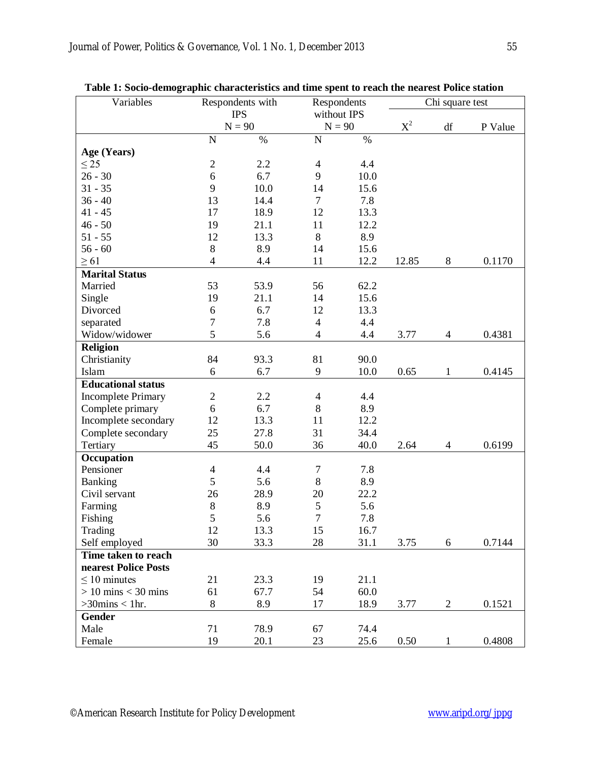**Table 1: Socio-demographic characteristics and time spent to reach the nearest Police station**

| Variables | Respondents with IPS N = 90 | | Respondents without IPS N = 90 | | Chi square test | | |
|---|---|---|---|---|---|---|---|
| | N | % | N | % | $X^2$ | df | P Value |
| **Age (Years)** | | | | | | | |
| ≤ 25 | 2 | 2.2 | 4 | 4.4 | | | |
| 26 - 30 | 6 | 6.7 | 9 | 10.0 | | | |
| 31 - 35 | 9 | 10.0 | 14 | 15.6 | | | |
| 36 - 40 | 13 | 14.4 | 7 | 7.8 | | | |
| 41 - 45 | 17 | 18.9 | 12 | 13.3 | | | |
| 46 - 50 | 19 | 21.1 | 11 | 12.2 | | | |
| 51 - 55 | 12 | 13.3 | 8 | 8.9 | | | |
| 56 - 60 | 8 | 8.9 | 14 | 15.6 | | | |
| ≥ 61 | 4 | 4.4 | 11 | 12.2 | 12.85 | 8 | 0.1170 |
| **Marital Status** | | | | | | | |
| Married | 53 | 53.9 | 56 | 62.2 | | | |
| Single | 19 | 21.1 | 14 | 15.6 | | | |
| Divorced | 6 | 6.7 | 12 | 13.3 | | | |
| separated | 7 | 7.8 | 4 | 4.4 | | | |
| Widow/widower | 5 | 5.6 | 4 | 4.4 | 3.77 | 4 | 0.4381 |
| **Religion** | | | | | | | |
| Christianity | 84 | 93.3 | 81 | 90.0 | | | |
| Islam | 6 | 6.7 | 9 | 10.0 | 0.65 | 1 | 0.4145 |
| **Educational status** | | | | | | | |
| Incomplete Primary | 2 | 2.2 | 4 | 4.4 | | | |
| Complete primary | 6 | 6.7 | 8 | 8.9 | | | |
| Incomplete secondary | 12 | 13.3 | 11 | 12.2 | | | |
| Complete secondary | 25 | 27.8 | 31 | 34.4 | | | |
| Tertiary | 45 | 50.0 | 36 | 40.0 | 2.64 | 4 | 0.6199 |
| **Occupation** | | | | | | | |
| Pensioner | 4 | 4.4 | 7 | 7.8 | | | |
| Banking | 5 | 5.6 | 8 | 8.9 | | | |
| Civil servant | 26 | 28.9 | 20 | 22.2 | | | |
| Farming | 8 | 8.9 | 5 | 5.6 | | | |
| Fishing | 5 | 5.6 | 7 | 7.8 | | | |
| Trading | 12 | 13.3 | 15 | 16.7 | | | |
| Self employed | 30 | 33.3 | 28 | 31.1 | 3.75 | 6 | 0.7144 |
| **Time taken to reach nearest Police Posts** | | | | | | | |
| ≤ 10 minutes | 21 | 23.3 | 19 | 21.1 | | | |
| > 10 mins < 30 mins | 61 | 67.7 | 54 | 60.0 | | | |
| >30mins < 1hr. | 8 | 8.9 | 17 | 18.9 | 3.77 | 2 | 0.1521 |
| **Gender** | | | | | | | |
| Male | 71 | 78.9 | 67 | 74.4 | | | |
| Female | 19 | 20.1 | 23 | 25.6 | 0.50 | 1 | 0.4808 |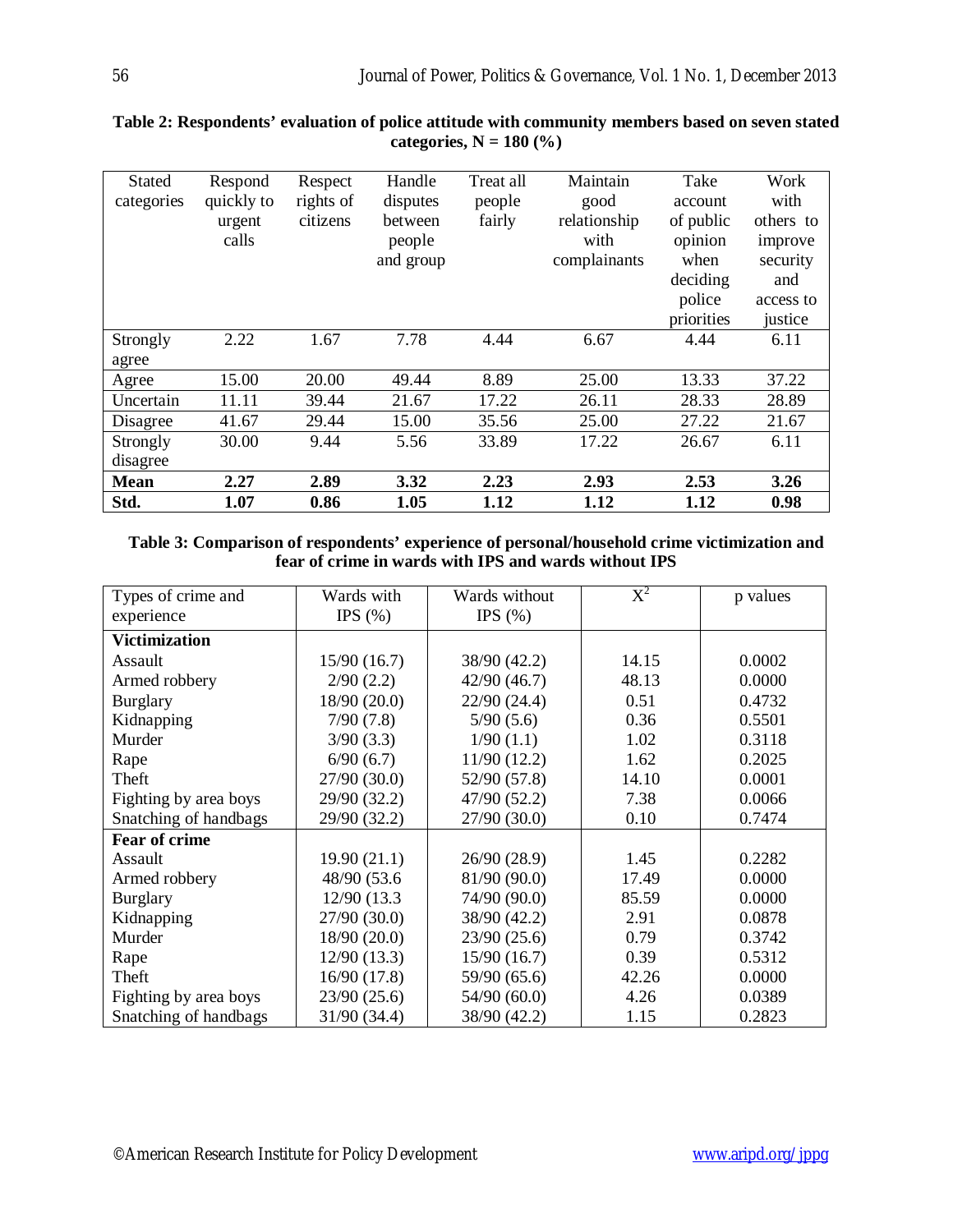**Table 2: Respondents' evaluation of police attitude with community members based on seven stated categories, N = 180 (%)**

| Stated categories | Respond quickly to urgent calls | Respect rights of citizens | Handle disputes between people and group | Treat all people fairly | Maintain good relationship with complainants | Take account of public opinion when deciding police priorities | Work with others to improve security and access to justice |
|---|---|---|---|---|---|---|---|
| Strongly agree | 2.22 | 1.67 | 7.78 | 4.44 | 6.67 | 4.44 | 6.11 |
| Agree | 15.00 | 20.00 | 49.44 | 8.89 | 25.00 | 13.33 | 37.22 |
| Uncertain | 11.11 | 39.44 | 21.67 | 17.22 | 26.11 | 28.33 | 28.89 |
| Disagree | 41.67 | 29.44 | 15.00 | 35.56 | 25.00 | 27.22 | 21.67 |
| Strongly disagree | 30.00 | 9.44 | 5.56 | 33.89 | 17.22 | 26.67 | 6.11 |
| **Mean** | **2.27** | **2.89** | **3.32** | **2.23** | **2.93** | **2.53** | **3.26** |
| **Std.** | **1.07** | **0.86** | **1.05** | **1.12** | **1.12** | **1.12** | **0.98** |

**Table 3: Comparison of respondents' experience of personal/household crime victimization and fear of crime in wards with IPS and wards without IPS**

| Types of crime and experience | Wards with IPS (%) | Wards without IPS (%) | $X^2$ | p values |
|---|---|---|---|---|
| **Victimization** | | | | |
| Assault | 15/90 (16.7) | 38/90 (42.2) | 14.15 | 0.0002 |
| Armed robbery | 2/90 (2.2) | 42/90 (46.7) | 48.13 | 0.0000 |
| Burglary | 18/90 (20.0) | 22/90 (24.4) | 0.51 | 0.4732 |
| Kidnapping | 7/90 (7.8) | 5/90 (5.6) | 0.36 | 0.5501 |
| Murder | 3/90 (3.3) | 1/90 (1.1) | 1.02 | 0.3118 |
| Rape | 6/90 (6.7) | 11/90 (12.2) | 1.62 | 0.2025 |
| Theft | 27/90 (30.0) | 52/90 (57.8) | 14.10 | 0.0001 |
| Fighting by area boys | 29/90 (32.2) | 47/90 (52.2) | 7.38 | 0.0066 |
| Snatching of handbags | 29/90 (32.2) | 27/90 (30.0) | 0.10 | 0.7474 |
| **Fear of crime** | | | | |
| Assault | 19.90 (21.1) | 26/90 (28.9) | 1.45 | 0.2282 |
| Armed robbery | 48/90 (53.6 | 81/90 (90.0) | 17.49 | 0.0000 |
| Burglary | 12/90 (13.3 | 74/90 (90.0) | 85.59 | 0.0000 |
| Kidnapping | 27/90 (30.0) | 38/90 (42.2) | 2.91 | 0.0878 |
| Murder | 18/90 (20.0) | 23/90 (25.6) | 0.79 | 0.3742 |
| Rape | 12/90 (13.3) | 15/90 (16.7) | 0.39 | 0.5312 |
| Theft | 16/90 (17.8) | 59/90 (65.6) | 42.26 | 0.0000 |
| Fighting by area boys | 23/90 (25.6) | 54/90 (60.0) | 4.26 | 0.0389 |
| Snatching of handbags | 31/90 (34.4) | 38/90 (42.2) | 1.15 | 0.2823 |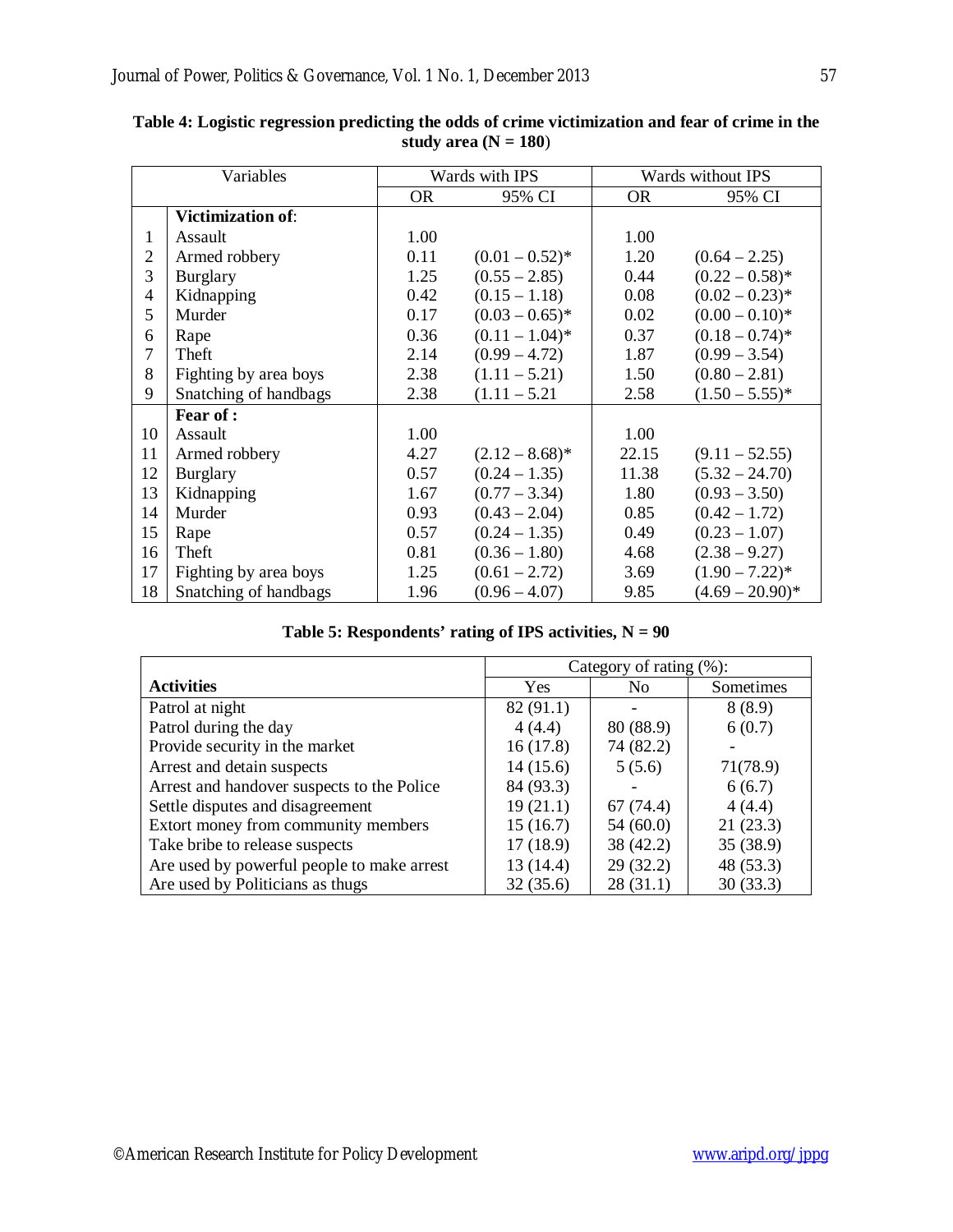**Table 4: Logistic regression predicting the odds of crime victimization and fear of crime in the study area (N = 180)**

| | Variables | Wards with IPS | | Wards without IPS | |
|---|---|---|---|---|---|
| | | OR | 95% CI | OR | 95% CI |
| | **Victimization of**: | | | | |
| 1 | Assault | 1.00 | | 1.00 | |
| 2 | Armed robbery | 0.11 | (0.01 – 0.52)* | 1.20 | (0.64 – 2.25) |
| 3 | Burglary | 1.25 | (0.55 – 2.85) | 0.44 | (0.22 – 0.58)* |
| 4 | Kidnapping | 0.42 | (0.15 – 1.18) | 0.08 | (0.02 – 0.23)* |
| 5 | Murder | 0.17 | (0.03 – 0.65)* | 0.02 | (0.00 – 0.10)* |
| 6 | Rape | 0.36 | (0.11 – 1.04)* | 0.37 | (0.18 – 0.74)* |
| 7 | Theft | 2.14 | (0.99 – 4.72) | 1.87 | (0.99 – 3.54) |
| 8 | Fighting by area boys | 2.38 | (1.11 – 5.21) | 1.50 | (0.80 – 2.81) |
| 9 | Snatching of handbags | 2.38 | (1.11 – 5.21 | 2.58 | (1.50 – 5.55)* |
| | **Fear of :** | | | | |
| 10 | Assault | 1.00 | | 1.00 | |
| 11 | Armed robbery | 4.27 | (2.12 – 8.68)* | 22.15 | (9.11 – 52.55) |
| 12 | Burglary | 0.57 | (0.24 – 1.35) | 11.38 | (5.32 – 24.70) |
| 13 | Kidnapping | 1.67 | (0.77 – 3.34) | 1.80 | (0.93 – 3.50) |
| 14 | Murder | 0.93 | (0.43 – 2.04) | 0.85 | (0.42 – 1.72) |
| 15 | Rape | 0.57 | (0.24 – 1.35) | 0.49 | (0.23 – 1.07) |
| 16 | Theft | 0.81 | (0.36 – 1.80) | 4.68 | (2.38 – 9.27) |
| 17 | Fighting by area boys | 1.25 | (0.61 – 2.72) | 3.69 | (1.90 – 7.22)* |
| 18 | Snatching of handbags | 1.96 | (0.96 – 4.07) | 9.85 | (4.69 – 20.90)* |

**Table 5: Respondents' rating of IPS activities, N = 90**

| | Category of rating (%): | | |
|---|---|---|---|
| **Activities** | Yes | No | Sometimes |
| Patrol at night | 82 (91.1) | - | 8 (8.9) |
| Patrol during the day | 4 (4.4) | 80 (88.9) | 6 (0.7) |
| Provide security in the market | 16 (17.8) | 74 (82.2) | - |
| Arrest and detain suspects | 14 (15.6) | 5 (5.6) | 71(78.9) |
| Arrest and handover suspects to the Police | 84 (93.3) | - | 6 (6.7) |
| Settle disputes and disagreement | 19 (21.1) | 67 (74.4) | 4 (4.4) |
| Extort money from community members | 15 (16.7) | 54 (60.0) | 21 (23.3) |
| Take bribe to release suspects | 17 (18.9) | 38 (42.2) | 35 (38.9) |
| Are used by powerful people to make arrest | 13 (14.4) | 29 (32.2) | 48 (53.3) |
| Are used by Politicians as thugs | 32 (35.6) | 28 (31.1) | 30 (33.3) |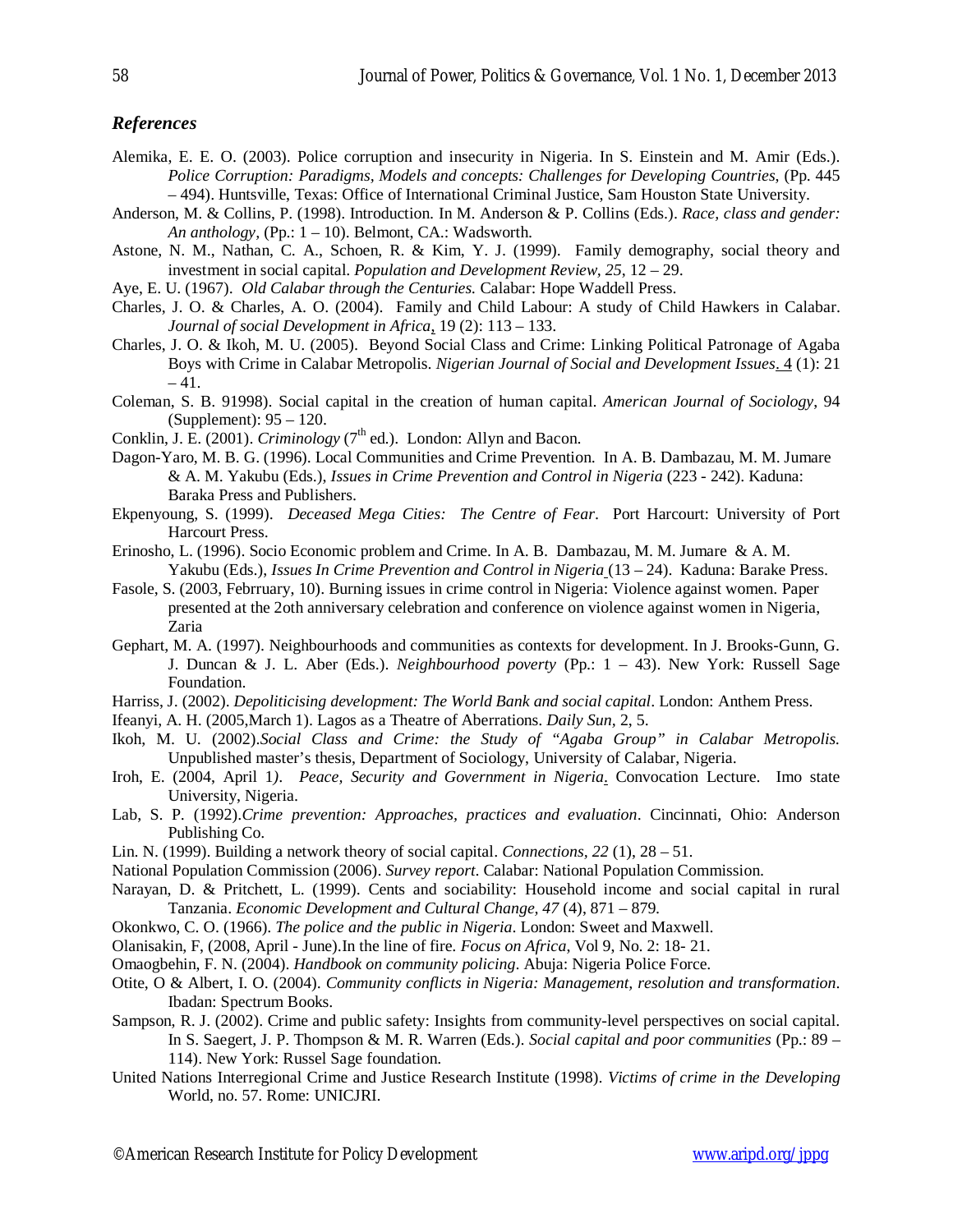## *References*

Alemika, E. E. O. (2003). Police corruption and insecurity in Nigeria. In S. Einstein and M. Amir (Eds.). *Police Corruption: Paradigms, Models and concepts: Challenges for Developing Countries*, (Pp. 445 – 494). Huntsville, Texas: Office of International Criminal Justice, Sam Houston State University.

Anderson, M. & Collins, P. (1998). Introduction. In M. Anderson & P. Collins (Eds.). *Race, class and gender: An anthology,* (Pp.: 1 – 10). Belmont, CA.: Wadsworth.

Astone, N. M., Nathan, C. A., Schoen, R. & Kim, Y. J. (1999). Family demography, social theory and investment in social capital. *Population and Development Review, 25*, 12 – 29.

Aye, E. U. (1967). *Old Calabar through the Centuries.* Calabar: Hope Waddell Press.

Charles, J. O. & Charles, A. O. (2004). Family and Child Labour: A study of Child Hawkers in Calabar. *Journal of social Development in Africa*, 19 (2): 113 – 133.

Charles, J. O. & Ikoh, M. U. (2005). Beyond Social Class and Crime: Linking Political Patronage of Agaba Boys with Crime in Calabar Metropolis. *Nigerian Journal of Social and Development Issues*. 4 (1): 21 – 41.

Coleman, S. B. 91998). Social capital in the creation of human capital. *American Journal of Sociology*, 94 (Supplement): 95 – 120.

Conklin, J. E. (2001). *Criminology* (7th ed.). London: Allyn and Bacon.

Dagon-Yaro, M. B. G. (1996). Local Communities and Crime Prevention. In A. B. Dambazau, M. M. Jumare & A. M. Yakubu (Eds.), *Issues in Crime Prevention and Control in Nigeria* (223 - 242). Kaduna: Baraka Press and Publishers.

Ekpenyoung, S. (1999). *Deceased Mega Cities: The Centre of Fear*. Port Harcourt: University of Port Harcourt Press.

Erinosho, L. (1996). Socio Economic problem and Crime. In A. B. Dambazau, M. M. Jumare & A. M. Yakubu (Eds.), *Issues In Crime Prevention and Control in Nigeria* (13 – 24). Kaduna: Barake Press.

Fasole, S. (2003, Febrruary, 10). Burning issues in crime control in Nigeria: Violence against women. Paper presented at the 2oth anniversary celebration and conference on violence against women in Nigeria, Zaria

Gephart, M. A. (1997). Neighbourhoods and communities as contexts for development. In J. Brooks-Gunn, G. J. Duncan & J. L. Aber (Eds.). *Neighbourhood poverty* (Pp.: 1 – 43). New York: Russell Sage Foundation.

Harriss, J. (2002). *Depoliticising development: The World Bank and social capital*. London: Anthem Press.

Ifeanyi, A. H. (2005,March 1). Lagos as a Theatre of Aberrations. *Daily Sun*, 2, 5.

Ikoh, M. U. (2002).*Social Class and Crime: the Study of "Agaba Group" in Calabar Metropolis.* Unpublished master's thesis, Department of Sociology, University of Calabar, Nigeria.

Iroh, E. (2004, April 1). *Peace, Security and Government in Nigeria*. Convocation Lecture. Imo state University, Nigeria.

Lab, S. P. (1992).*Crime prevention: Approaches, practices and evaluation*. Cincinnati, Ohio: Anderson Publishing Co.

Lin. N. (1999). Building a network theory of social capital. *Connections, 22* (1), 28 – 51.

National Population Commission (2006). *Survey report*. Calabar: National Population Commission.

Narayan, D. & Pritchett, L. (1999). Cents and sociability: Household income and social capital in rural Tanzania. *Economic Development and Cultural Change, 47* (4), 871 – 879.

Okonkwo, C. O. (1966). *The police and the public in Nigeria*. London: Sweet and Maxwell.

Olanisakin, F, (2008, April - June).In the line of fire. *Focus on Africa*, Vol 9, No. 2: 18- 21.

Omaogbehin, F. N. (2004). *Handbook on community policing*. Abuja: Nigeria Police Force.

Otite, O & Albert, I. O. (2004). *Community conflicts in Nigeria: Management, resolution and transformation*. Ibadan: Spectrum Books.

Sampson, R. J. (2002). Crime and public safety: Insights from community-level perspectives on social capital. In S. Saegert, J. P. Thompson & M. R. Warren (Eds.). *Social capital and poor communities* (Pp.: 89 – 114). New York: Russel Sage foundation.

United Nations Interregional Crime and Justice Research Institute (1998). *Victims of crime in the Developing* World, no. 57. Rome: UNICJRI.